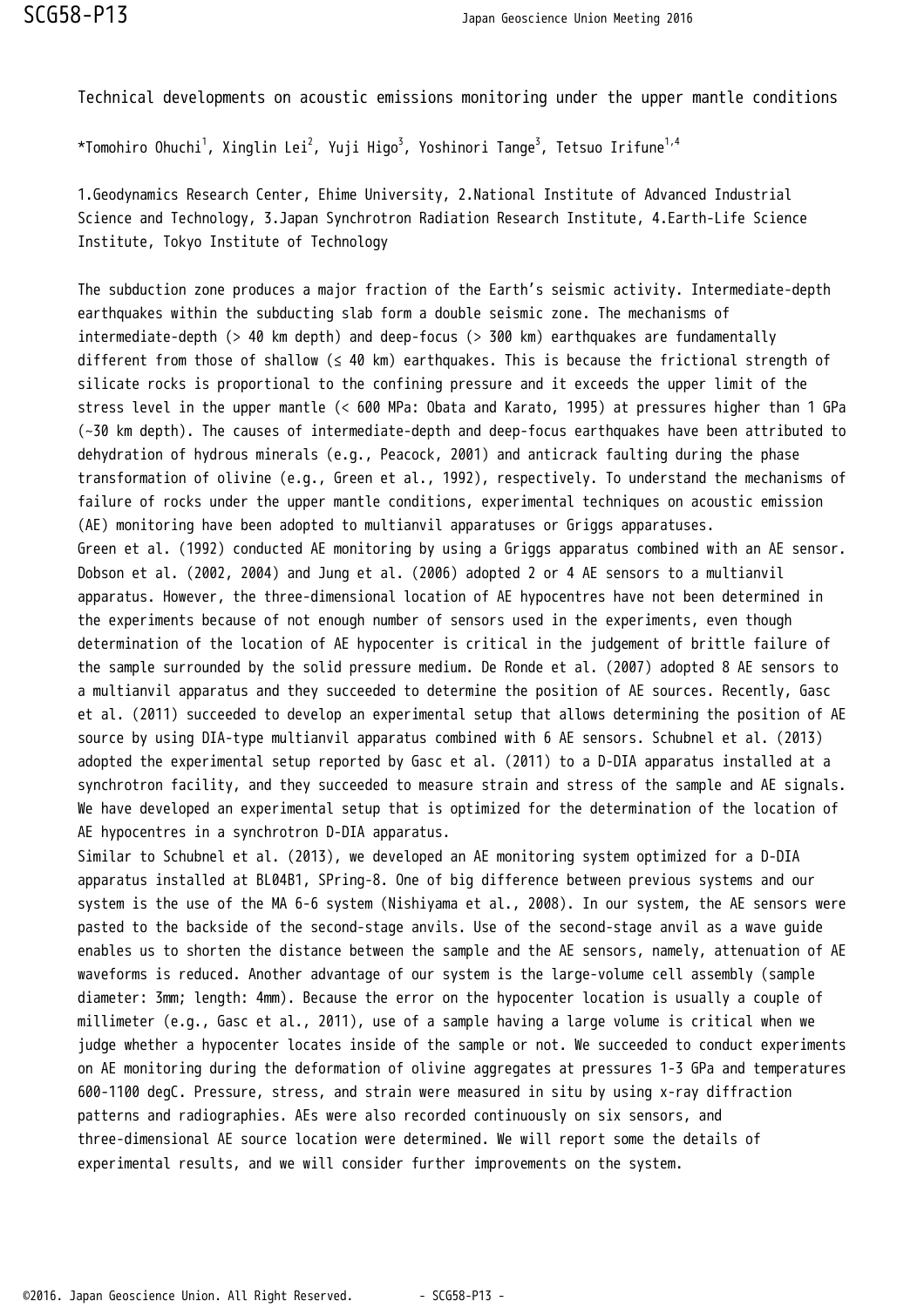# Technical developments on acoustic emissions monitoring under the upper mantle conditions

*Tomohiro Ohuchi[1], Xinglin Lei[2], Yuji Higo[3], Yoshinori Tange[3], Tetsuo Irifune[1,4]

1.Geodynamics Research Center, Ehime University, 2.National Institute of Advanced Industrial Science and Technology, 3.Japan Synchrotron Radiation Research Institute, 4.Earth-Life Science Institute, Tokyo Institute of Technology

The subduction zone produces a major fraction of the Earth's seismic activity. Intermediate-depth earthquakes within the subducting slab form a double seismic zone. The mechanisms of intermediate-depth (> 40 km depth) and deep-focus (> 300 km) earthquakes are fundamentally different from those of shallow (≤ 40 km) earthquakes. This is because the frictional strength of silicate rocks is proportional to the confining pressure and it exceeds the upper limit of the stress level in the upper mantle (< 600 MPa: Obata and Karato, 1995) at pressures higher than 1 GPa (~30 km depth). The causes of intermediate-depth and deep-focus earthquakes have been attributed to dehydration of hydrous minerals (e.g., Peacock, 2001) and anticrack faulting during the phase transformation of olivine (e.g., Green et al., 1992), respectively. To understand the mechanisms of failure of rocks under the upper mantle conditions, experimental techniques on acoustic emission (AE) monitoring have been adopted to multianvil apparatuses or Griggs apparatuses.

Green et al. (1992) conducted AE monitoring by using a Griggs apparatus combined with an AE sensor. Dobson et al. (2002, 2004) and Jung et al. (2006) adopted 2 or 4 AE sensors to a multianvil apparatus. However, the three-dimensional location of AE hypocentres have not been determined in the experiments because of not enough number of sensors used in the experiments, even though determination of the location of AE hypocenter is critical in the judgement of brittle failure of the sample surrounded by the solid pressure medium. De Ronde et al. (2007) adopted 8 AE sensors to a multianvil apparatus and they succeeded to determine the position of AE sources. Recently, Gasc et al. (2011) succeeded to develop an experimental setup that allows determining the position of AE source by using DIA-type multianvil apparatus combined with 6 AE sensors. Schubnel et al. (2013) adopted the experimental setup reported by Gasc et al. (2011) to a D-DIA apparatus installed at a synchrotron facility, and they succeeded to measure strain and stress of the sample and AE signals. We have developed an experimental setup that is optimized for the determination of the location of AE hypocentres in a synchrotron D-DIA apparatus.

Similar to Schubnel et al. (2013), we developed an AE monitoring system optimized for a D-DIA apparatus installed at BL04B1, SPring-8. One of big difference between previous systems and our system is the use of the MA 6-6 system (Nishiyama et al., 2008). In our system, the AE sensors were pasted to the backside of the second-stage anvils. Use of the second-stage anvil as a wave guide enables us to shorten the distance between the sample and the AE sensors, namely, attenuation of AE waveforms is reduced. Another advantage of our system is the large-volume cell assembly (sample diameter: 3mm; length: 4mm). Because the error on the hypocenter location is usually a couple of millimeter (e.g., Gasc et al., 2011), use of a sample having a large volume is critical when we judge whether a hypocenter locates inside of the sample or not. We succeeded to conduct experiments on AE monitoring during the deformation of olivine aggregates at pressures 1-3 GPa and temperatures 600-1100 degC. Pressure, stress, and strain were measured in situ by using x-ray diffraction patterns and radiographies. AEs were also recorded continuously on six sensors, and three-dimensional AE source location were determined. We will report some the details of experimental results, and we will consider further improvements on the system.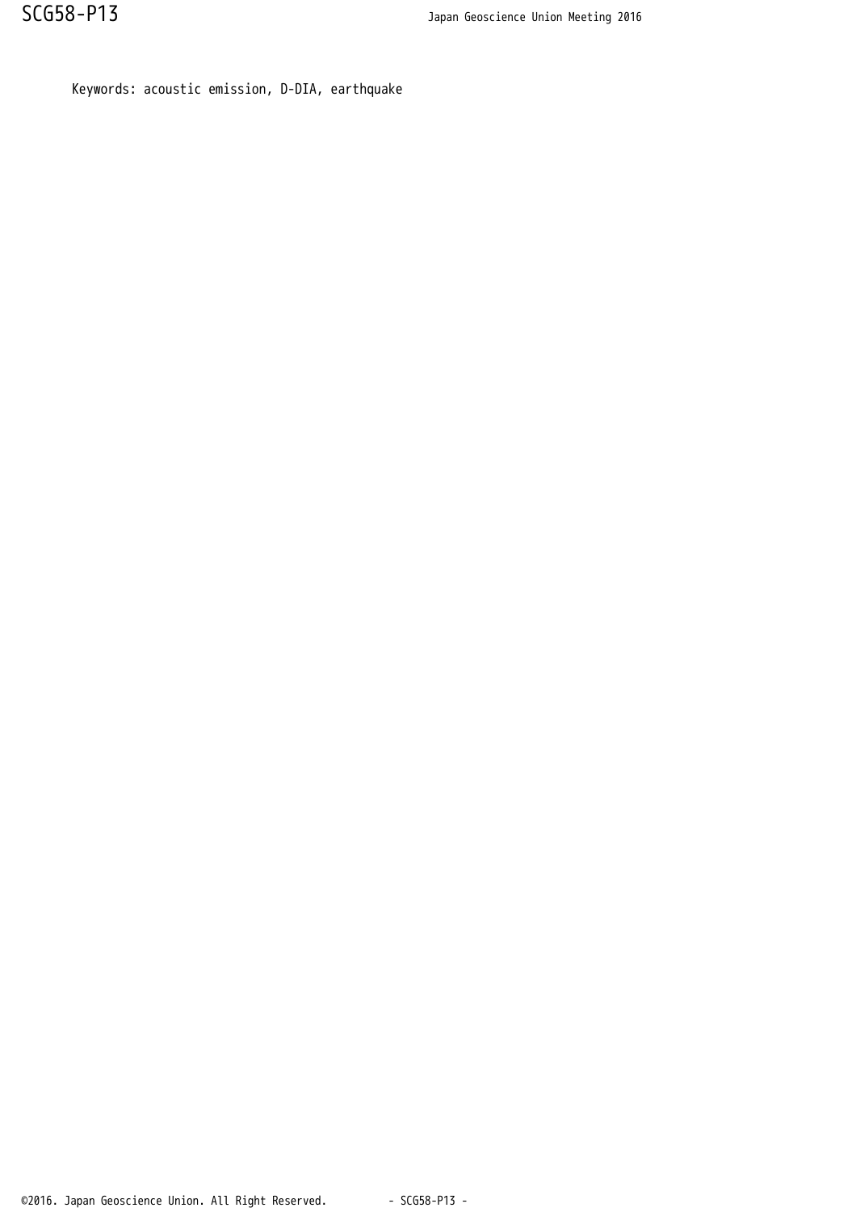Keywords: acoustic emission, D-DIA, earthquake